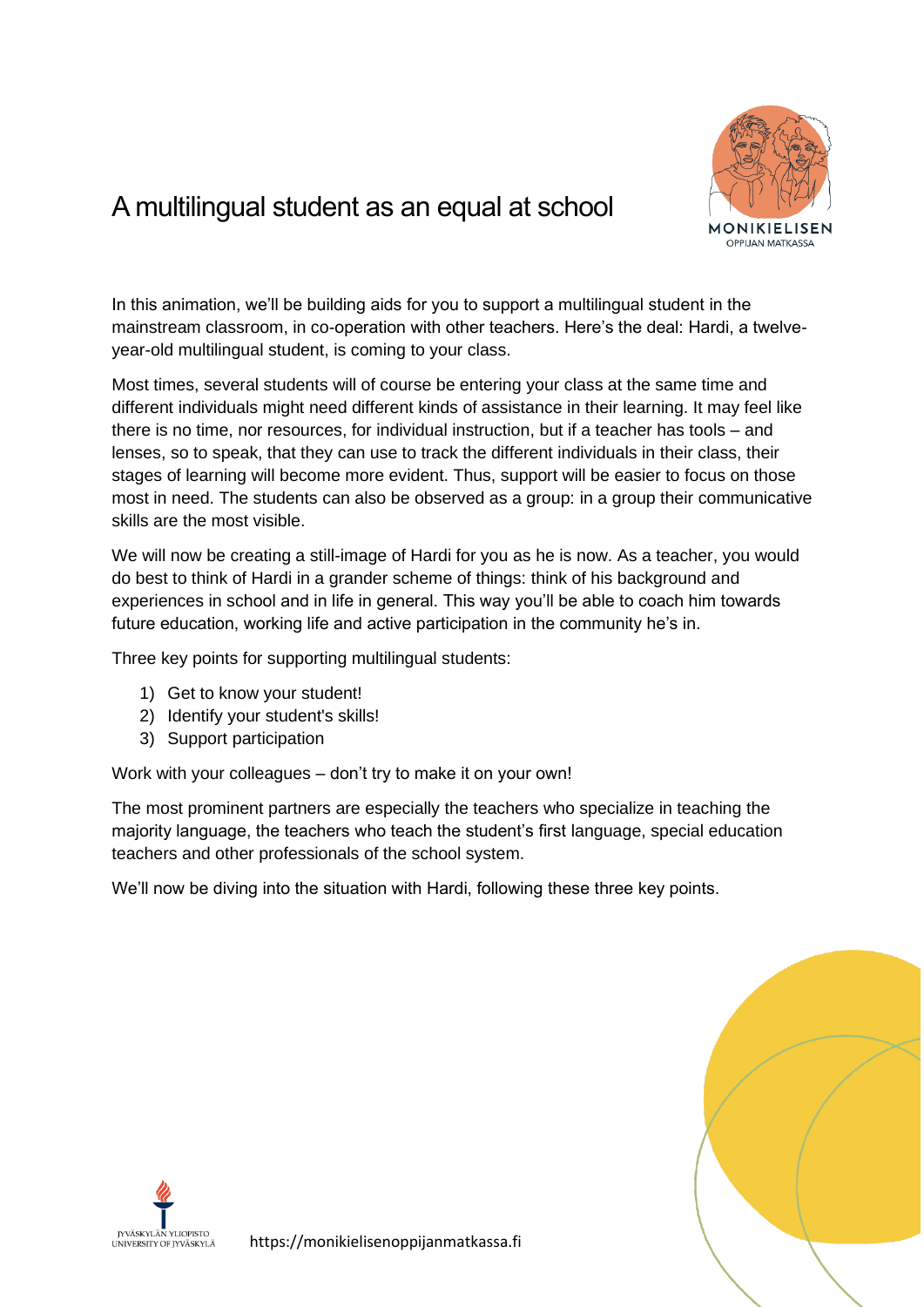# A multilingual student as an equal at school

In this animation, we'll be building aids for you to support a multilingual student in the mainstream classroom, in co-operation with other teachers. Here's the deal: Hardi, a twelve-year-old multilingual student, is coming to your class.

Most times, several students will of course be entering your class at the same time and different individuals might need different kinds of assistance in their learning. It may feel like there is no time, nor resources, for individual instruction, but if a teacher has tools – and lenses, so to speak, that they can use to track the different individuals in their class, their stages of learning will become more evident. Thus, support will be easier to focus on those most in need. The students can also be observed as a group: in a group their communicative skills are the most visible.

We will now be creating a still-image of Hardi for you as he is now. As a teacher, you would do best to think of Hardi in a grander scheme of things: think of his background and experiences in school and in life in general. This way you'll be able to coach him towards future education, working life and active participation in the community he's in.

Three key points for supporting multilingual students:

1) Get to know your student!
2) Identify your student's skills!
3) Support participation

Work with your colleagues – don't try to make it on your own!

The most prominent partners are especially the teachers who specialize in teaching the majority language, the teachers who teach the student's first language, special education teachers and other professionals of the school system.

We'll now be diving into the situation with Hardi, following these three key points.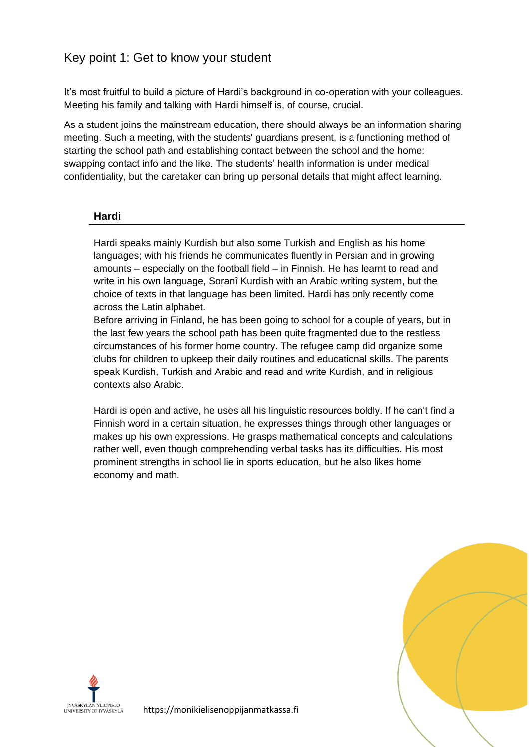## Key point 1: Get to know your student

It's most fruitful to build a picture of Hardi's background in co-operation with your colleagues. Meeting his family and talking with Hardi himself is, of course, crucial.

As a student joins the mainstream education, there should always be an information sharing meeting. Such a meeting, with the students' guardians present, is a functioning method of starting the school path and establishing contact between the school and the home: swapping contact info and the like. The students' health information is under medical confidentiality, but the caretaker can bring up personal details that might affect learning.

### Hardi

Hardi speaks mainly Kurdish but also some Turkish and English as his home languages; with his friends he communicates fluently in Persian and in growing amounts – especially on the football field – in Finnish. He has learnt to read and write in his own language, Soranî Kurdish with an Arabic writing system, but the choice of texts in that language has been limited. Hardi has only recently come across the Latin alphabet.
Before arriving in Finland, he has been going to school for a couple of years, but in the last few years the school path has been quite fragmented due to the restless circumstances of his former home country. The refugee camp did organize some clubs for children to upkeep their daily routines and educational skills. The parents speak Kurdish, Turkish and Arabic and read and write Kurdish, and in religious contexts also Arabic.

Hardi is open and active, he uses all his linguistic resources boldly. If he can't find a Finnish word in a certain situation, he expresses things through other languages or makes up his own expressions. He grasps mathematical concepts and calculations rather well, even though comprehending verbal tasks has its difficulties. His most prominent strengths in school lie in sports education, but he also likes home economy and math.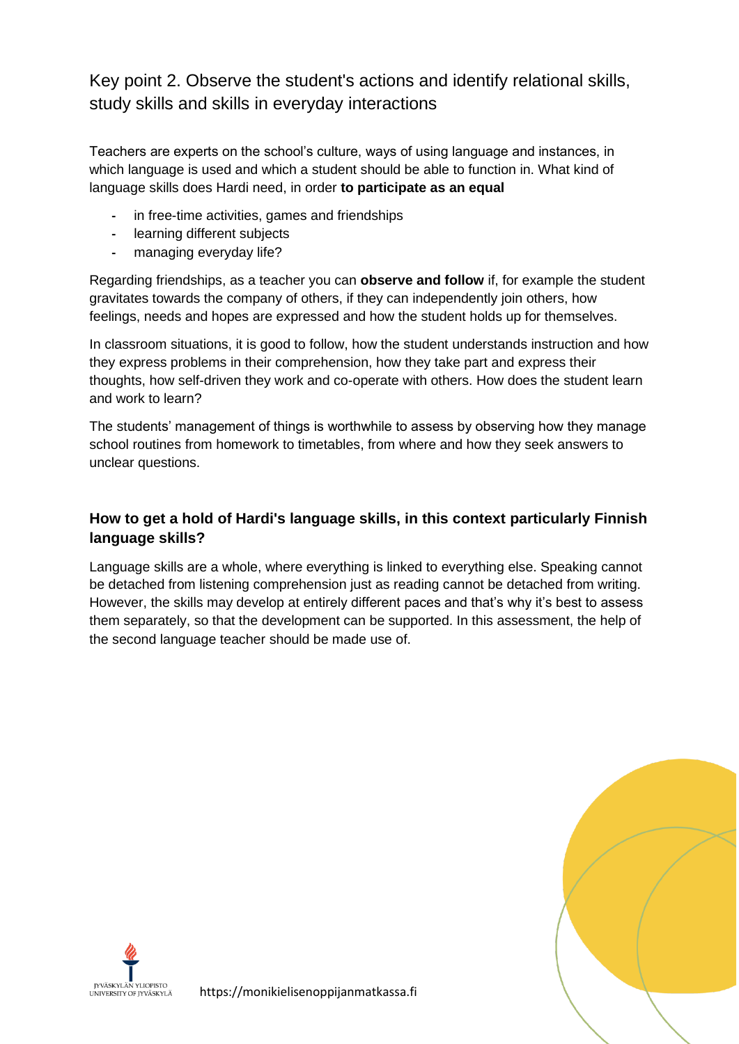## Key point 2. Observe the student's actions and identify relational skills, study skills and skills in everyday interactions

Teachers are experts on the school's culture, ways of using language and instances, in which language is used and which a student should be able to function in. What kind of language skills does Hardi need, in order **to participate as an equal**

- in free-time activities, games and friendships
- learning different subjects
- managing everyday life?

Regarding friendships, as a teacher you can **observe and follow** if, for example the student gravitates towards the company of others, if they can independently join others, how feelings, needs and hopes are expressed and how the student holds up for themselves.

In classroom situations, it is good to follow, how the student understands instruction and how they express problems in their comprehension, how they take part and express their thoughts, how self-driven they work and co-operate with others. How does the student learn and work to learn?

The students' management of things is worthwhile to assess by observing how they manage school routines from homework to timetables, from where and how they seek answers to unclear questions.

### How to get a hold of Hardi's language skills, in this context particularly Finnish language skills?

Language skills are a whole, where everything is linked to everything else. Speaking cannot be detached from listening comprehension just as reading cannot be detached from writing. However, the skills may develop at entirely different paces and that's why it's best to assess them separately, so that the development can be supported. In this assessment, the help of the second language teacher should be made use of.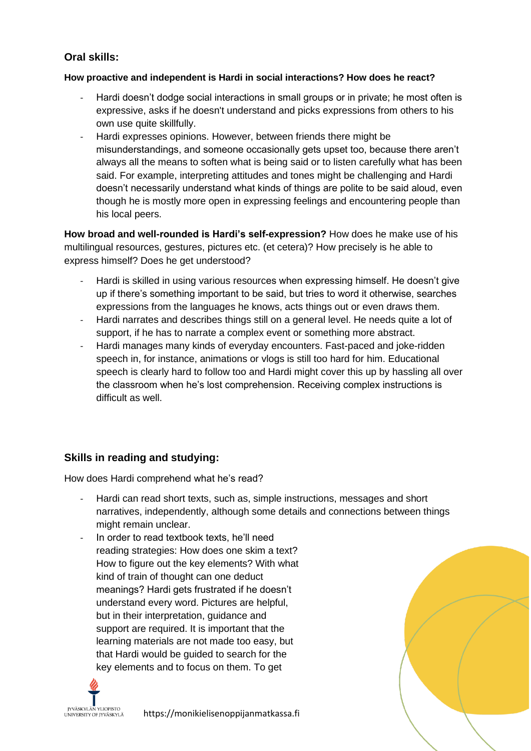## Oral skills:

**How proactive and independent is Hardi in social interactions? How does he react?**

- Hardi doesn't dodge social interactions in small groups or in private; he most often is expressive, asks if he doesn't understand and picks expressions from others to his own use quite skillfully.
- Hardi expresses opinions. However, between friends there might be misunderstandings, and someone occasionally gets upset too, because there aren't always all the means to soften what is being said or to listen carefully what has been said. For example, interpreting attitudes and tones might be challenging and Hardi doesn't necessarily understand what kinds of things are polite to be said aloud, even though he is mostly more open in expressing feelings and encountering people than his local peers.

**How broad and well-rounded is Hardi's self-expression?** How does he make use of his multilingual resources, gestures, pictures etc. (et cetera)? How precisely is he able to express himself? Does he get understood?

- Hardi is skilled in using various resources when expressing himself. He doesn't give up if there's something important to be said, but tries to word it otherwise, searches expressions from the languages he knows, acts things out or even draws them.
- Hardi narrates and describes things still on a general level. He needs quite a lot of support, if he has to narrate a complex event or something more abstract.
- Hardi manages many kinds of everyday encounters. Fast-paced and joke-ridden speech in, for instance, animations or vlogs is still too hard for him. Educational speech is clearly hard to follow too and Hardi might cover this up by hassling all over the classroom when he's lost comprehension. Receiving complex instructions is difficult as well.

## Skills in reading and studying:

How does Hardi comprehend what he's read?

- Hardi can read short texts, such as, simple instructions, messages and short narratives, independently, although some details and connections between things might remain unclear.
- In order to read textbook texts, he'll need reading strategies: How does one skim a text? How to figure out the key elements? With what kind of train of thought can one deduct meanings? Hardi gets frustrated if he doesn't understand every word. Pictures are helpful, but in their interpretation, guidance and support are required. It is important that the learning materials are not made too easy, but that Hardi would be guided to search for the key elements and to focus on them. To get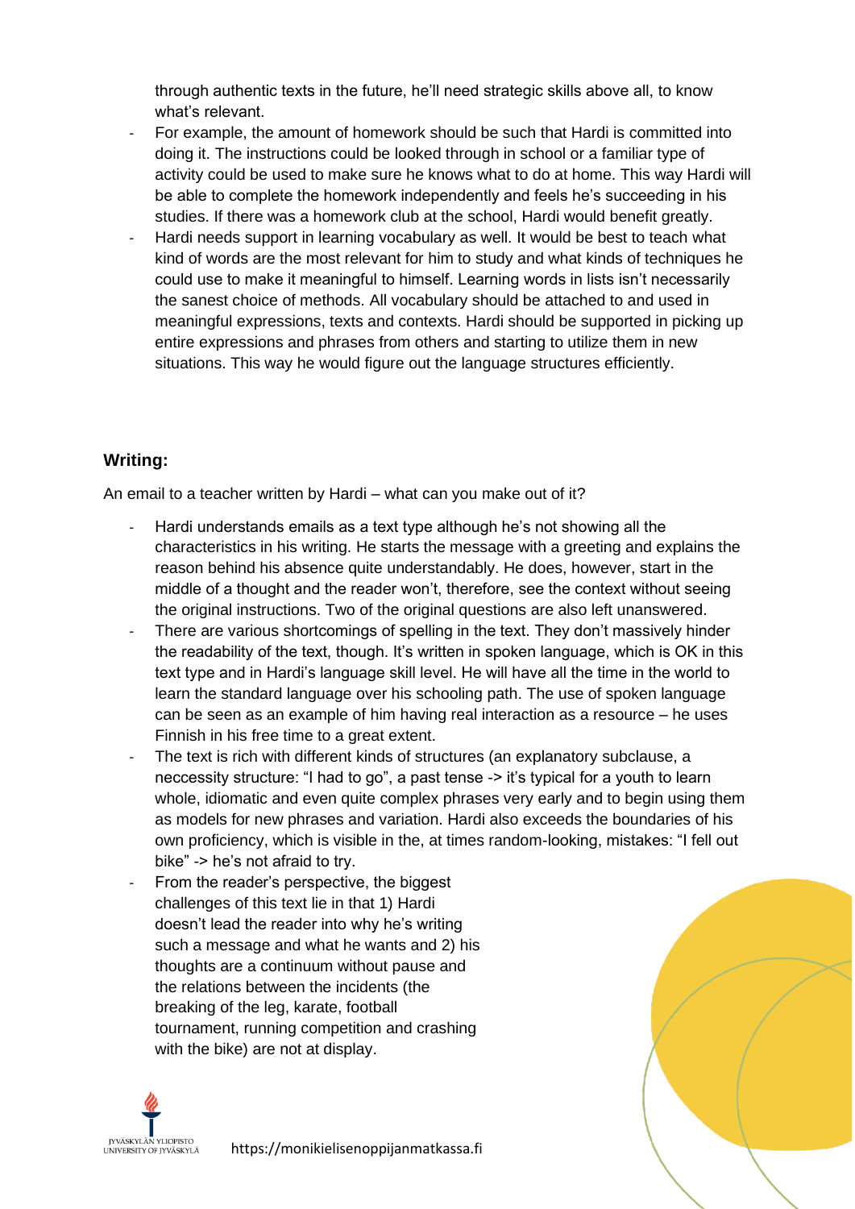through authentic texts in the future, he'll need strategic skills above all, to know what's relevant.

- For example, the amount of homework should be such that Hardi is committed into doing it. The instructions could be looked through in school or a familiar type of activity could be used to make sure he knows what to do at home. This way Hardi will be able to complete the homework independently and feels he's succeeding in his studies. If there was a homework club at the school, Hardi would benefit greatly.
- Hardi needs support in learning vocabulary as well. It would be best to teach what kind of words are the most relevant for him to study and what kinds of techniques he could use to make it meaningful to himself. Learning words in lists isn't necessarily the sanest choice of methods. All vocabulary should be attached to and used in meaningful expressions, texts and contexts. Hardi should be supported in picking up entire expressions and phrases from others and starting to utilize them in new situations. This way he would figure out the language structures efficiently.

### Writing:

An email to a teacher written by Hardi – what can you make out of it?

- Hardi understands emails as a text type although he's not showing all the characteristics in his writing. He starts the message with a greeting and explains the reason behind his absence quite understandably. He does, however, start in the middle of a thought and the reader won't, therefore, see the context without seeing the original instructions. Two of the original questions are also left unanswered.
- There are various shortcomings of spelling in the text. They don't massively hinder the readability of the text, though. It's written in spoken language, which is OK in this text type and in Hardi's language skill level. He will have all the time in the world to learn the standard language over his schooling path. The use of spoken language can be seen as an example of him having real interaction as a resource – he uses Finnish in his free time to a great extent.
- The text is rich with different kinds of structures (an explanatory subclause, a neccessity structure: "I had to go", a past tense -> it's typical for a youth to learn whole, idiomatic and even quite complex phrases very early and to begin using them as models for new phrases and variation. Hardi also exceeds the boundaries of his own proficiency, which is visible in the, at times random-looking, mistakes: "I fell out bike" -> he's not afraid to try.
- From the reader's perspective, the biggest challenges of this text lie in that 1) Hardi doesn't lead the reader into why he's writing such a message and what he wants and 2) his thoughts are a continuum without pause and the relations between the incidents (the breaking of the leg, karate, football tournament, running competition and crashing with the bike) are not at display.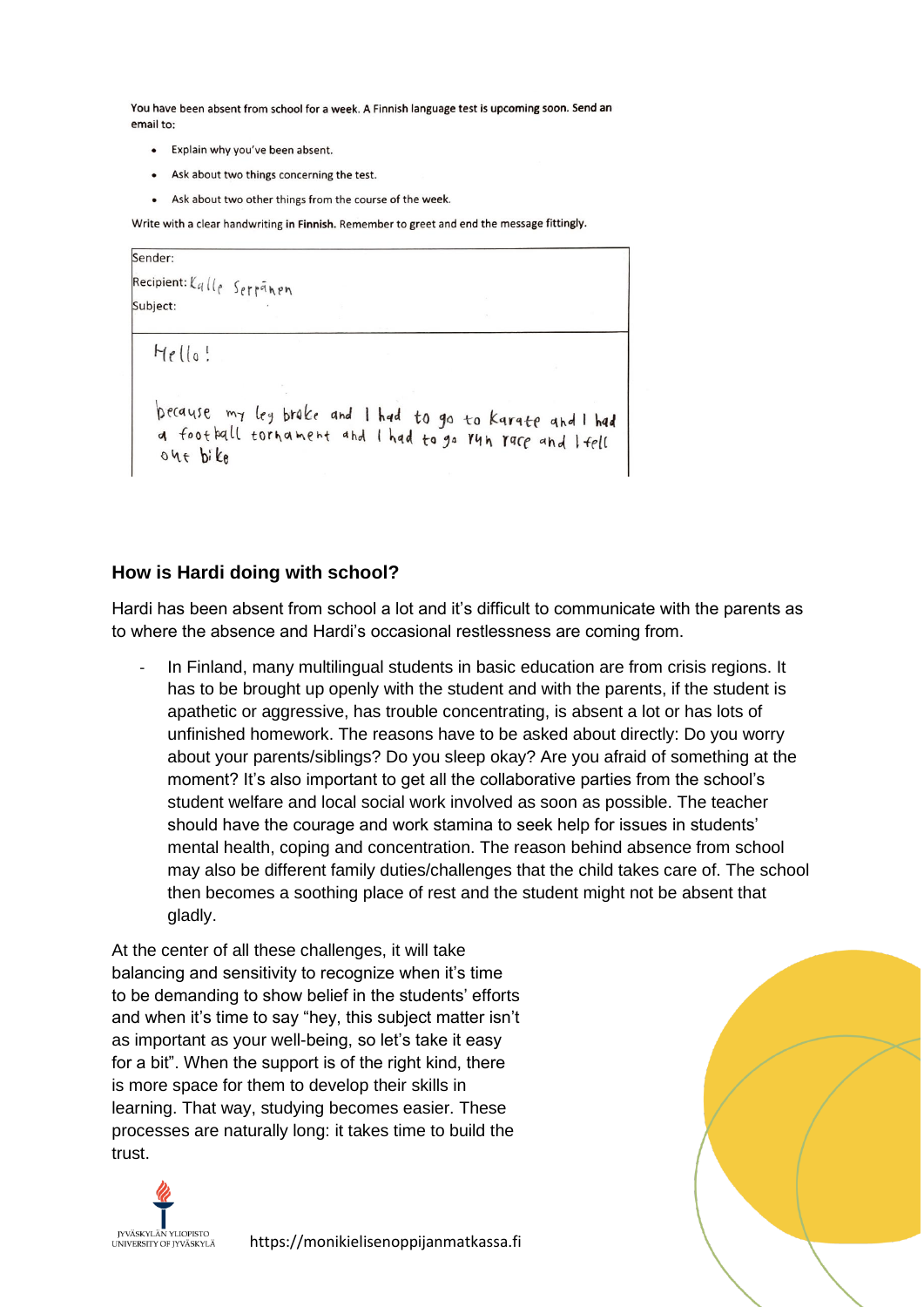You have been absent from school for a week. A Finnish language test is upcoming soon. Send an email to:

- Explain why you've been absent.
- Ask about two things concerning the test.
- Ask about two other things from the course of the week.

Write with a clear handwriting **in Finnish**. Remember to greet and end the message fittingly.

Sender:

Recipient: Kalle Serpänen

Subject:

Hello!

because my leg broke and I had to go to karate and I had a football tornament and I had to go run race and I fell out bike

## How is Hardi doing with school?

Hardi has been absent from school a lot and it's difficult to communicate with the parents as to where the absence and Hardi's occasional restlessness are coming from.

- In Finland, many multilingual students in basic education are from crisis regions. It has to be brought up openly with the student and with the parents, if the student is apathetic or aggressive, has trouble concentrating, is absent a lot or has lots of unfinished homework. The reasons have to be asked about directly: Do you worry about your parents/siblings? Do you sleep okay? Are you afraid of something at the moment? It's also important to get all the collaborative parties from the school's student welfare and local social work involved as soon as possible. The teacher should have the courage and work stamina to seek help for issues in students' mental health, coping and concentration. The reason behind absence from school may also be different family duties/challenges that the child takes care of. The school then becomes a soothing place of rest and the student might not be absent that gladly.

At the center of all these challenges, it will take balancing and sensitivity to recognize when it's time to be demanding to show belief in the students' efforts and when it's time to say "hey, this subject matter isn't as important as your well-being, so let's take it easy for a bit". When the support is of the right kind, there is more space for them to develop their skills in learning. That way, studying becomes easier. These processes are naturally long: it takes time to build the trust.

https://monikielisenoppijanmatkassa.fi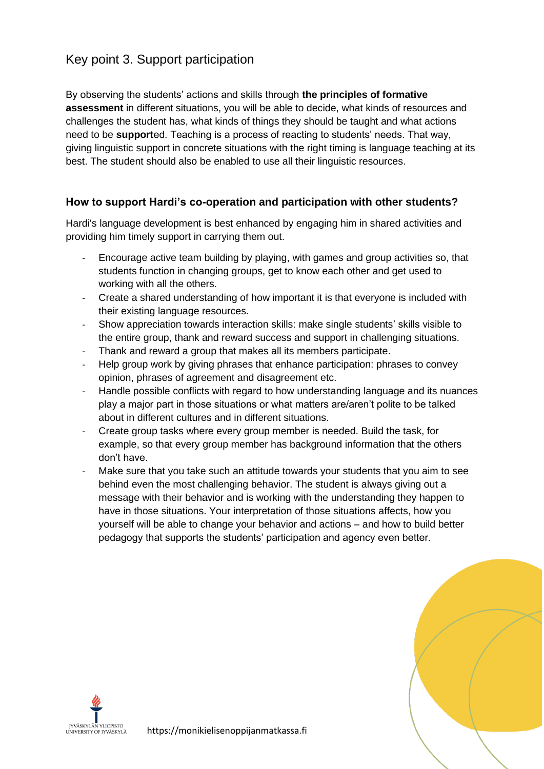## Key point 3. Support participation

By observing the students' actions and skills through **the principles of formative assessment** in different situations, you will be able to decide, what kinds of resources and challenges the student has, what kinds of things they should be taught and what actions need to be **support**ed. Teaching is a process of reacting to students' needs. That way, giving linguistic support in concrete situations with the right timing is language teaching at its best. The student should also be enabled to use all their linguistic resources.

### How to support Hardi's co-operation and participation with other students?

Hardi's language development is best enhanced by engaging him in shared activities and providing him timely support in carrying them out.

- Encourage active team building by playing, with games and group activities so, that students function in changing groups, get to know each other and get used to working with all the others.
- Create a shared understanding of how important it is that everyone is included with their existing language resources.
- Show appreciation towards interaction skills: make single students' skills visible to the entire group, thank and reward success and support in challenging situations.
- Thank and reward a group that makes all its members participate.
- Help group work by giving phrases that enhance participation: phrases to convey opinion, phrases of agreement and disagreement etc.
- Handle possible conflicts with regard to how understanding language and its nuances play a major part in those situations or what matters are/aren't polite to be talked about in different cultures and in different situations.
- Create group tasks where every group member is needed. Build the task, for example, so that every group member has background information that the others don't have.
- Make sure that you take such an attitude towards your students that you aim to see behind even the most challenging behavior. The student is always giving out a message with their behavior and is working with the understanding they happen to have in those situations. Your interpretation of those situations affects, how you yourself will be able to change your behavior and actions – and how to build better pedagogy that supports the students' participation and agency even better.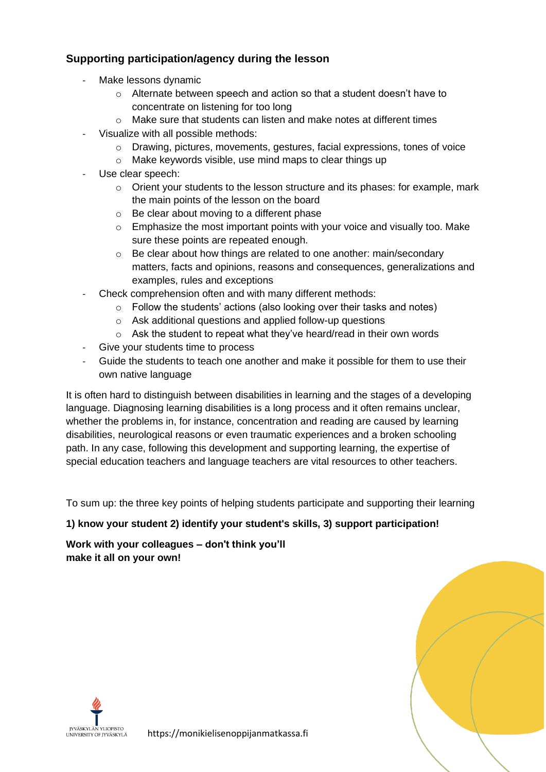## Supporting participation/agency during the lesson

- Make lessons dynamic
  - Alternate between speech and action so that a student doesn't have to concentrate on listening for too long
  - Make sure that students can listen and make notes at different times
- Visualize with all possible methods:
  - Drawing, pictures, movements, gestures, facial expressions, tones of voice
  - Make keywords visible, use mind maps to clear things up
- Use clear speech:
  - Orient your students to the lesson structure and its phases: for example, mark the main points of the lesson on the board
  - Be clear about moving to a different phase
  - Emphasize the most important points with your voice and visually too. Make sure these points are repeated enough.
  - Be clear about how things are related to one another: main/secondary matters, facts and opinions, reasons and consequences, generalizations and examples, rules and exceptions
- Check comprehension often and with many different methods:
  - Follow the students' actions (also looking over their tasks and notes)
  - Ask additional questions and applied follow-up questions
  - Ask the student to repeat what they've heard/read in their own words
- Give your students time to process
- Guide the students to teach one another and make it possible for them to use their own native language

It is often hard to distinguish between disabilities in learning and the stages of a developing language. Diagnosing learning disabilities is a long process and it often remains unclear, whether the problems in, for instance, concentration and reading are caused by learning disabilities, neurological reasons or even traumatic experiences and a broken schooling path. In any case, following this development and supporting learning, the expertise of special education teachers and language teachers are vital resources to other teachers.

To sum up: the three key points of helping students participate and supporting their learning

**1) know your student 2) identify your student's skills, 3) support participation!**

**Work with your colleagues – don't think you'll make it all on your own!**